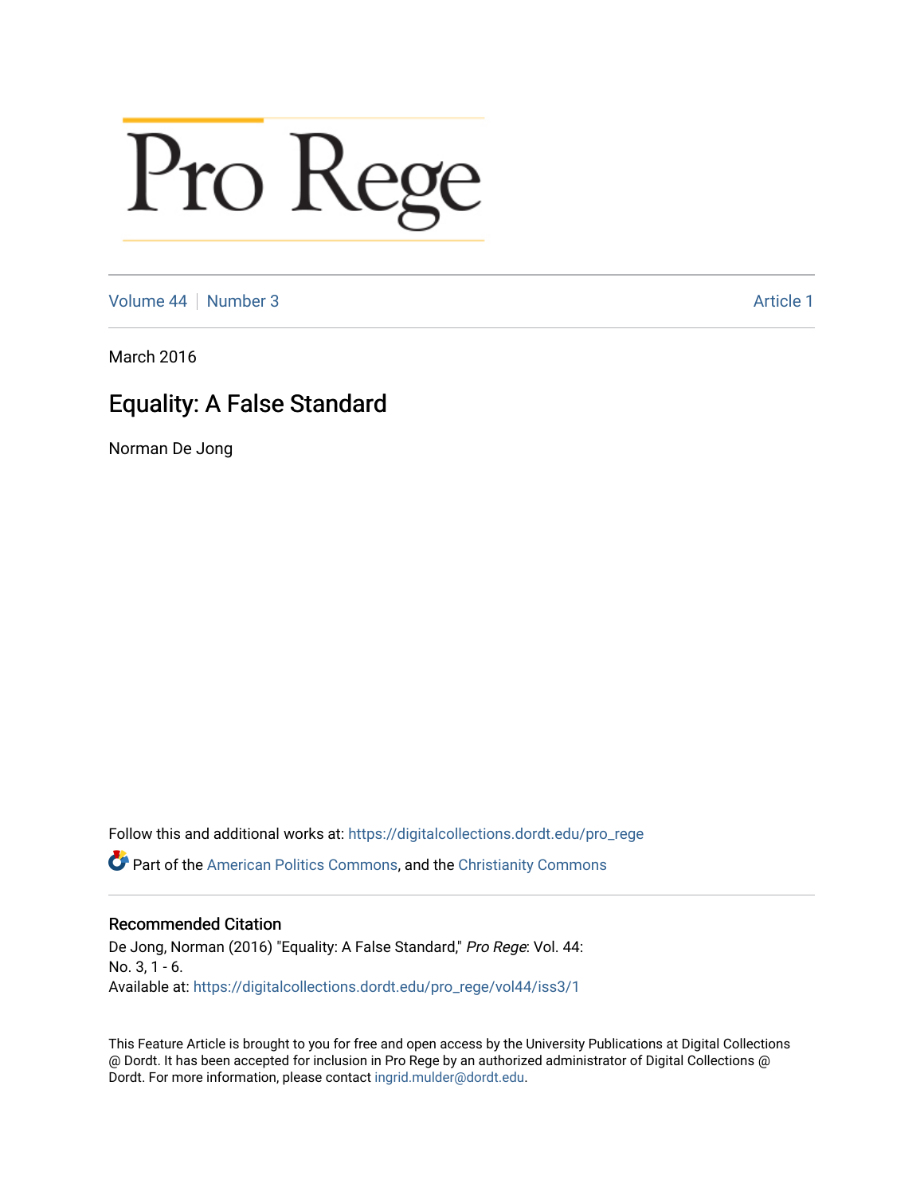# Pro Rege

Volume 44 | Number 3 | Article 1

March 2016

## Equality: A False Standard

Norman De Jong

Follow this and additional works at: https://digitalcollections.dordt.edu/pro_rege

Part of the American Politics Commons, and the Christianity Commons

### Recommended Citation

De Jong, Norman (2016) "Equality: A False Standard," *Pro Rege*: Vol. 44: No. 3, 1 - 6.
Available at: https://digitalcollections.dordt.edu/pro_rege/vol44/iss3/1

This Feature Article is brought to you for free and open access by the University Publications at Digital Collections @ Dordt. It has been accepted for inclusion in Pro Rege by an authorized administrator of Digital Collections @ Dordt. For more information, please contact ingrid.mulder@dordt.edu.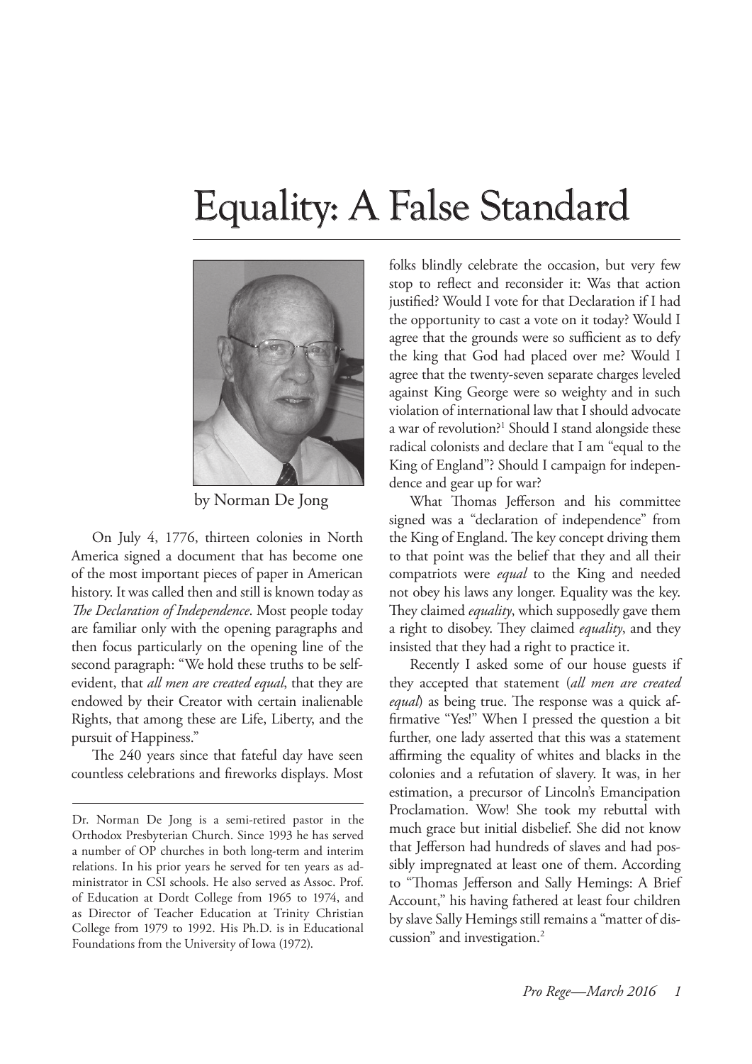# Equality: A False Standard

by Norman De Jong

Dr. Norman De Jong is a semi-retired pastor in the Orthodox Presbyterian Church. Since 1993 he has served a number of OP churches in both long-term and interim relations. In his prior years he served for ten years as administrator in CSI schools. He also served as Assoc. Prof. of Education at Dordt College from 1965 to 1974, and as Director of Teacher Education at Trinity Christian College from 1979 to 1992. His Ph.D. is in Educational Foundations from the University of Iowa (1972).

On July 4, 1776, thirteen colonies in North America signed a document that has become one of the most important pieces of paper in American history. It was called then and still is known today as *The Declaration of Independence*. Most people today are familiar only with the opening paragraphs and then focus particularly on the opening line of the second paragraph: "We hold these truths to be self-evident, that *all men are created equal*, that they are endowed by their Creator with certain inalienable Rights, that among these are Life, Liberty, and the pursuit of Happiness."

The 240 years since that fateful day have seen countless celebrations and fireworks displays. Most folks blindly celebrate the occasion, but very few stop to reflect and reconsider it: Was that action justified? Would I vote for that Declaration if I had the opportunity to cast a vote on it today? Would I agree that the grounds were so sufficient as to defy the king that God had placed over me? Would I agree that the twenty-seven separate charges leveled against King George were so weighty and in such violation of international law that I should advocate a war of revolution?[1] Should I stand alongside these radical colonists and declare that I am "equal to the King of England"? Should I campaign for independence and gear up for war?

What Thomas Jefferson and his committee signed was a "declaration of independence" from the King of England. The key concept driving them to that point was the belief that they and all their compatriots were *equal* to the King and needed not obey his laws any longer. Equality was the key. They claimed *equality*, which supposedly gave them a right to disobey. They claimed *equality*, and they insisted that they had a right to practice it.

Recently I asked some of our house guests if they accepted that statement (*all men are created equal*) as being true. The response was a quick affirmative "Yes!" When I pressed the question a bit further, one lady asserted that this was a statement affirming the equality of whites and blacks in the colonies and a refutation of slavery. It was, in her estimation, a precursor of Lincoln's Emancipation Proclamation. Wow! She took my rebuttal with much grace but initial disbelief. She did not know that Jefferson had hundreds of slaves and had possibly impregnated at least one of them. According to "Thomas Jefferson and Sally Hemings: A Brief Account," his having fathered at least four children by slave Sally Hemings still remains a "matter of discussion" and investigation.[2]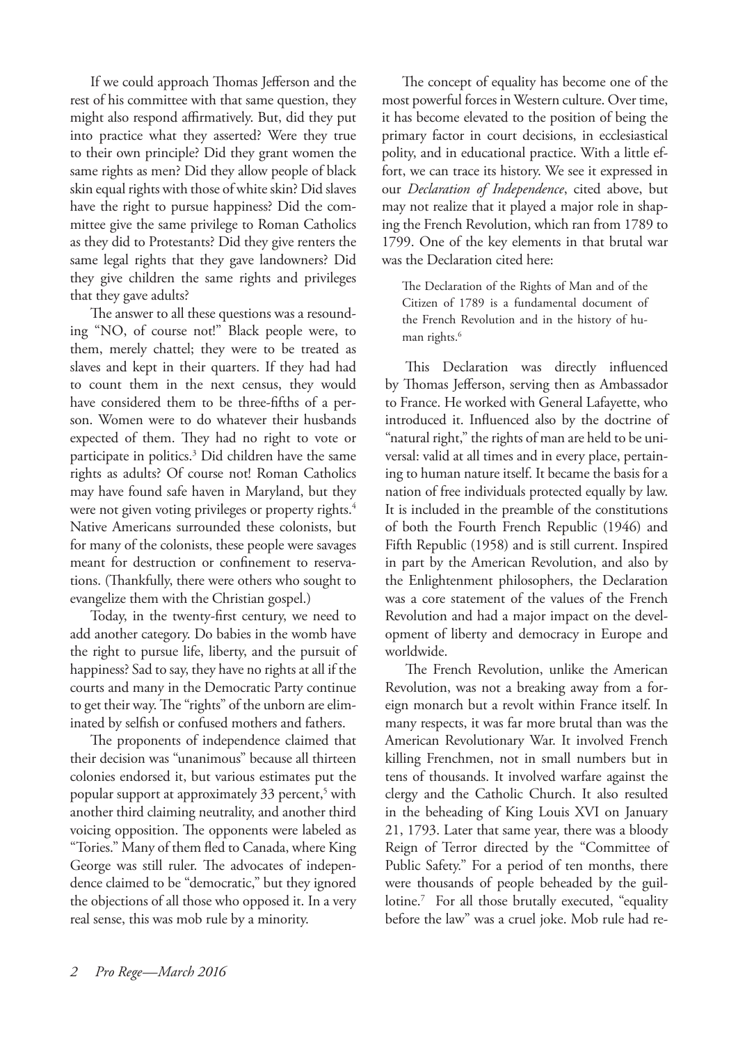If we could approach Thomas Jefferson and the rest of his committee with that same question, they might also respond affirmatively. But, did they put into practice what they asserted? Were they true to their own principle? Did they grant women the same rights as men? Did they allow people of black skin equal rights with those of white skin? Did slaves have the right to pursue happiness? Did the committee give the same privilege to Roman Catholics as they did to Protestants? Did they give renters the same legal rights that they gave landowners? Did they give children the same rights and privileges that they gave adults?

The answer to all these questions was a resounding "NO, of course not!" Black people were, to them, merely chattel; they were to be treated as slaves and kept in their quarters. If they had had to count them in the next census, they would have considered them to be three-fifths of a person. Women were to do whatever their husbands expected of them. They had no right to vote or participate in politics.[3] Did children have the same rights as adults? Of course not! Roman Catholics may have found safe haven in Maryland, but they were not given voting privileges or property rights.[4] Native Americans surrounded these colonists, but for many of the colonists, these people were savages meant for destruction or confinement to reservations. (Thankfully, there were others who sought to evangelize them with the Christian gospel.)

Today, in the twenty-first century, we need to add another category. Do babies in the womb have the right to pursue life, liberty, and the pursuit of happiness? Sad to say, they have no rights at all if the courts and many in the Democratic Party continue to get their way. The "rights" of the unborn are eliminated by selfish or confused mothers and fathers.

The proponents of independence claimed that their decision was "unanimous" because all thirteen colonies endorsed it, but various estimates put the popular support at approximately 33 percent,[5] with another third claiming neutrality, and another third voicing opposition. The opponents were labeled as "Tories." Many of them fled to Canada, where King George was still ruler. The advocates of independence claimed to be "democratic," but they ignored the objections of all those who opposed it. In a very real sense, this was mob rule by a minority.

The concept of equality has become one of the most powerful forces in Western culture. Over time, it has become elevated to the position of being the primary factor in court decisions, in ecclesiastical polity, and in educational practice. With a little effort, we can trace its history. We see it expressed in our *Declaration of Independence*, cited above, but may not realize that it played a major role in shaping the French Revolution, which ran from 1789 to 1799. One of the key elements in that brutal war was the Declaration cited here:

> The Declaration of the Rights of Man and of the Citizen of 1789 is a fundamental document of the French Revolution and in the history of human rights.[6]

This Declaration was directly influenced by Thomas Jefferson, serving then as Ambassador to France. He worked with General Lafayette, who introduced it. Influenced also by the doctrine of "natural right," the rights of man are held to be universal: valid at all times and in every place, pertaining to human nature itself. It became the basis for a nation of free individuals protected equally by law. It is included in the preamble of the constitutions of both the Fourth French Republic (1946) and Fifth Republic (1958) and is still current. Inspired in part by the American Revolution, and also by the Enlightenment philosophers, the Declaration was a core statement of the values of the French Revolution and had a major impact on the development of liberty and democracy in Europe and worldwide.

The French Revolution, unlike the American Revolution, was not a breaking away from a foreign monarch but a revolt within France itself. In many respects, it was far more brutal than was the American Revolutionary War. It involved French killing Frenchmen, not in small numbers but in tens of thousands. It involved warfare against the clergy and the Catholic Church. It also resulted in the beheading of King Louis XVI on January 21, 1793. Later that same year, there was a bloody Reign of Terror directed by the "Committee of Public Safety." For a period of ten months, there were thousands of people beheaded by the guillotine.[7] For all those brutally executed, "equality before the law" was a cruel joke. Mob rule had re-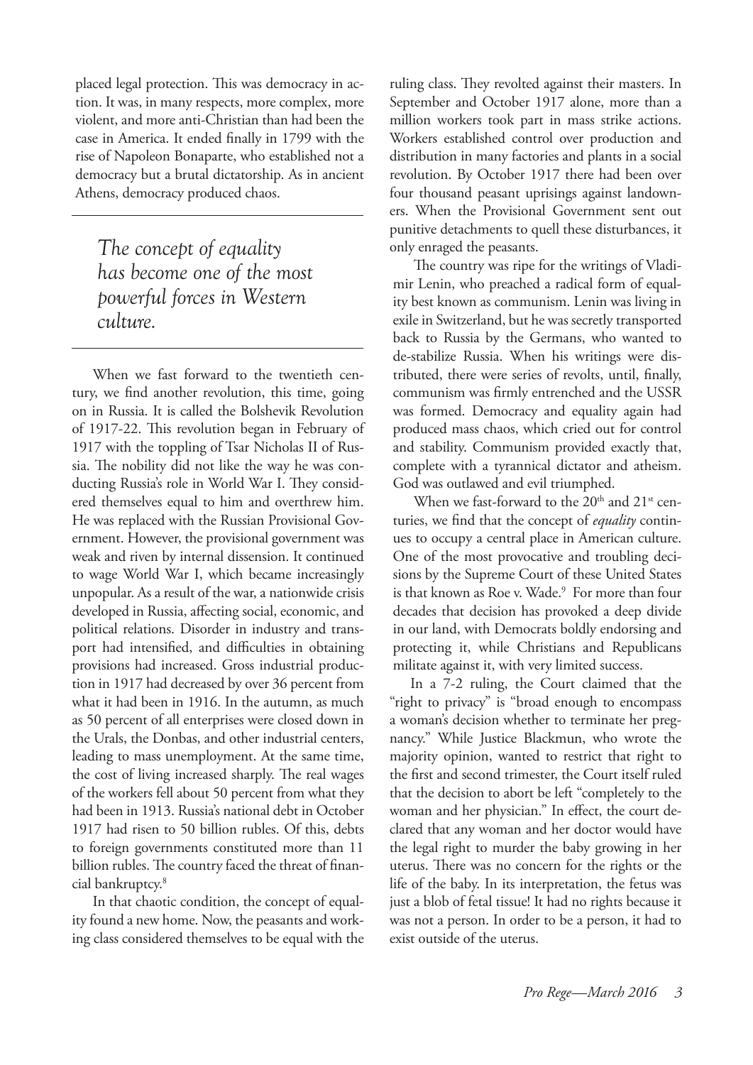placed legal protection. This was democracy in action. It was, in many respects, more complex, more violent, and more anti-Christian than had been the case in America. It ended finally in 1799 with the rise of Napoleon Bonaparte, who established not a democracy but a brutal dictatorship. As in ancient Athens, democracy produced chaos.

> *The concept of equality has become one of the most powerful forces in Western culture.*

When we fast forward to the twentieth century, we find another revolution, this time, going on in Russia. It is called the Bolshevik Revolution of 1917-22. This revolution began in February of 1917 with the toppling of Tsar Nicholas II of Russia. The nobility did not like the way he was conducting Russia's role in World War I. They considered themselves equal to him and overthrew him. He was replaced with the Russian Provisional Government. However, the provisional government was weak and riven by internal dissension. It continued to wage World War I, which became increasingly unpopular. As a result of the war, a nationwide crisis developed in Russia, affecting social, economic, and political relations. Disorder in industry and transport had intensified, and difficulties in obtaining provisions had increased. Gross industrial production in 1917 had decreased by over 36 percent from what it had been in 1916. In the autumn, as much as 50 percent of all enterprises were closed down in the Urals, the Donbas, and other industrial centers, leading to mass unemployment. At the same time, the cost of living increased sharply. The real wages of the workers fell about 50 percent from what they had been in 1913. Russia's national debt in October 1917 had risen to 50 billion rubles. Of this, debts to foreign governments constituted more than 11 billion rubles. The country faced the threat of financial bankruptcy.[8]

In that chaotic condition, the concept of equality found a new home. Now, the peasants and working class considered themselves to be equal with the ruling class. They revolted against their masters. In September and October 1917 alone, more than a million workers took part in mass strike actions. Workers established control over production and distribution in many factories and plants in a social revolution. By October 1917 there had been over four thousand peasant uprisings against landowners. When the Provisional Government sent out punitive detachments to quell these disturbances, it only enraged the peasants.

The country was ripe for the writings of Vladimir Lenin, who preached a radical form of equality best known as communism. Lenin was living in exile in Switzerland, but he was secretly transported back to Russia by the Germans, who wanted to de-stabilize Russia. When his writings were distributed, there were series of revolts, until, finally, communism was firmly entrenched and the USSR was formed. Democracy and equality again had produced mass chaos, which cried out for control and stability. Communism provided exactly that, complete with a tyrannical dictator and atheism. God was outlawed and evil triumphed.

When we fast-forward to the 20th and 21st centuries, we find that the concept of *equality* continues to occupy a central place in American culture. One of the most provocative and troubling decisions by the Supreme Court of these United States is that known as Roe v. Wade.[9] For more than four decades that decision has provoked a deep divide in our land, with Democrats boldly endorsing and protecting it, while Christians and Republicans militate against it, with very limited success.

In a 7-2 ruling, the Court claimed that the "right to privacy" is "broad enough to encompass a woman's decision whether to terminate her pregnancy." While Justice Blackmun, who wrote the majority opinion, wanted to restrict that right to the first and second trimester, the Court itself ruled that the decision to abort be left "completely to the woman and her physician." In effect, the court declared that any woman and her doctor would have the legal right to murder the baby growing in her uterus. There was no concern for the rights or the life of the baby. In its interpretation, the fetus was just a blob of fetal tissue! It had no rights because it was not a person. In order to be a person, it had to exist outside of the uterus.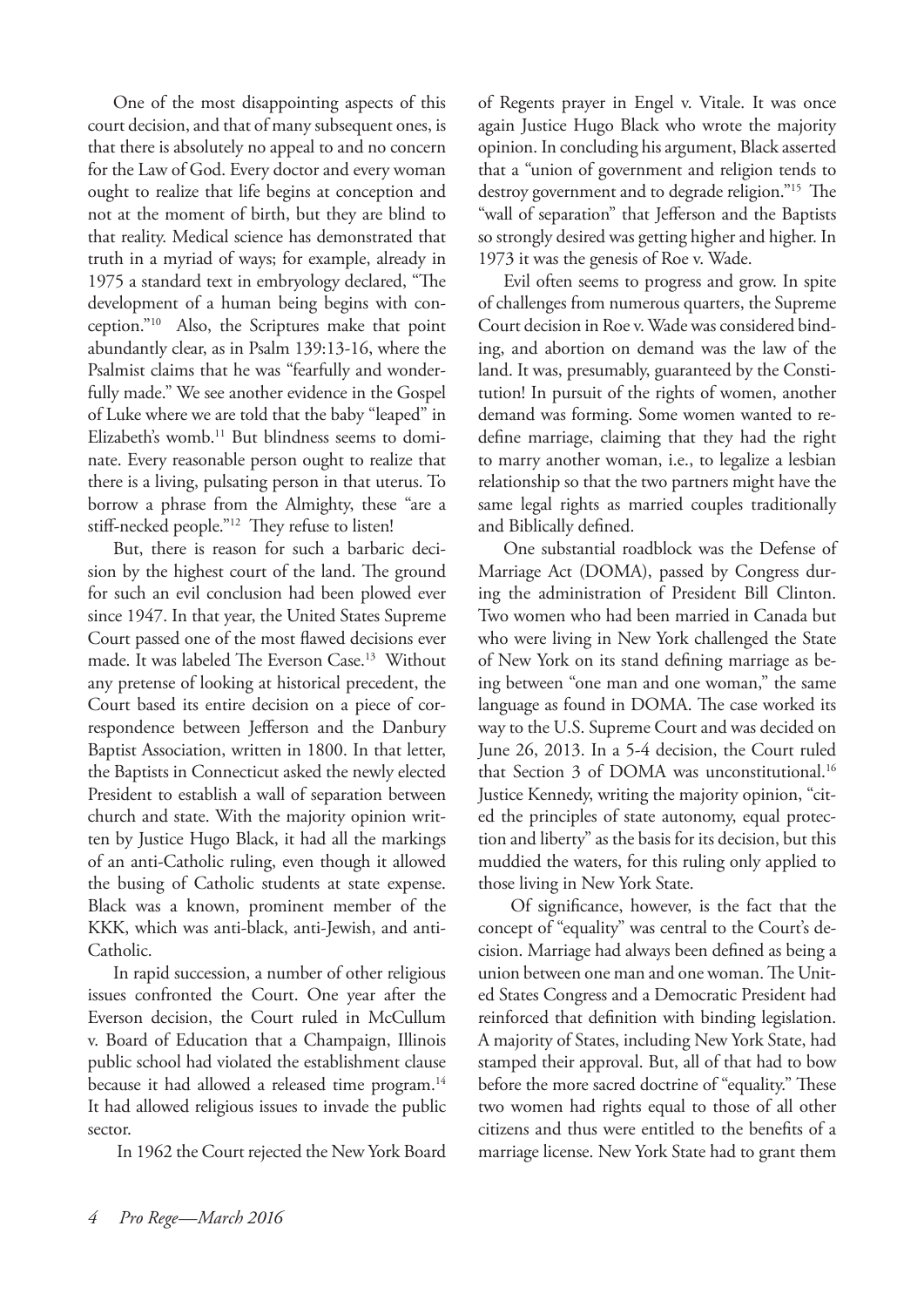One of the most disappointing aspects of this court decision, and that of many subsequent ones, is that there is absolutely no appeal to and no concern for the Law of God. Every doctor and every woman ought to realize that life begins at conception and not at the moment of birth, but they are blind to that reality. Medical science has demonstrated that truth in a myriad of ways; for example, already in 1975 a standard text in embryology declared, "The development of a human being begins with conception."[10] Also, the Scriptures make that point abundantly clear, as in Psalm 139:13-16, where the Psalmist claims that he was "fearfully and wonderfully made." We see another evidence in the Gospel of Luke where we are told that the baby "leaped" in Elizabeth's womb.[11] But blindness seems to dominate. Every reasonable person ought to realize that there is a living, pulsating person in that uterus. To borrow a phrase from the Almighty, these "are a stiff-necked people."[12] They refuse to listen!

But, there is reason for such a barbaric decision by the highest court of the land. The ground for such an evil conclusion had been plowed ever since 1947. In that year, the United States Supreme Court passed one of the most flawed decisions ever made. It was labeled The Everson Case.[13] Without any pretense of looking at historical precedent, the Court based its entire decision on a piece of correspondence between Jefferson and the Danbury Baptist Association, written in 1800. In that letter, the Baptists in Connecticut asked the newly elected President to establish a wall of separation between church and state. With the majority opinion written by Justice Hugo Black, it had all the markings of an anti-Catholic ruling, even though it allowed the busing of Catholic students at state expense. Black was a known, prominent member of the KKK, which was anti-black, anti-Jewish, and anti-Catholic.

In rapid succession, a number of other religious issues confronted the Court. One year after the Everson decision, the Court ruled in McCullum v. Board of Education that a Champaign, Illinois public school had violated the establishment clause because it had allowed a released time program.[14] It had allowed religious issues to invade the public sector.

In 1962 the Court rejected the New York Board of Regents prayer in Engel v. Vitale. It was once again Justice Hugo Black who wrote the majority opinion. In concluding his argument, Black asserted that a "union of government and religion tends to destroy government and to degrade religion."[15] The "wall of separation" that Jefferson and the Baptists so strongly desired was getting higher and higher. In 1973 it was the genesis of Roe v. Wade.

Evil often seems to progress and grow. In spite of challenges from numerous quarters, the Supreme Court decision in Roe v. Wade was considered binding, and abortion on demand was the law of the land. It was, presumably, guaranteed by the Constitution! In pursuit of the rights of women, another demand was forming. Some women wanted to redefine marriage, claiming that they had the right to marry another woman, i.e., to legalize a lesbian relationship so that the two partners might have the same legal rights as married couples traditionally and Biblically defined.

One substantial roadblock was the Defense of Marriage Act (DOMA), passed by Congress during the administration of President Bill Clinton. Two women who had been married in Canada but who were living in New York challenged the State of New York on its stand defining marriage as being between "one man and one woman," the same language as found in DOMA. The case worked its way to the U.S. Supreme Court and was decided on June 26, 2013. In a 5-4 decision, the Court ruled that Section 3 of DOMA was unconstitutional.[16] Justice Kennedy, writing the majority opinion, "cited the principles of state autonomy, equal protection and liberty" as the basis for its decision, but this muddied the waters, for this ruling only applied to those living in New York State.

Of significance, however, is the fact that the concept of "equality" was central to the Court's decision. Marriage had always been defined as being a union between one man and one woman. The United States Congress and a Democratic President had reinforced that definition with binding legislation. A majority of States, including New York State, had stamped their approval. But, all of that had to bow before the more sacred doctrine of "equality." These two women had rights equal to those of all other citizens and thus were entitled to the benefits of a marriage license. New York State had to grant them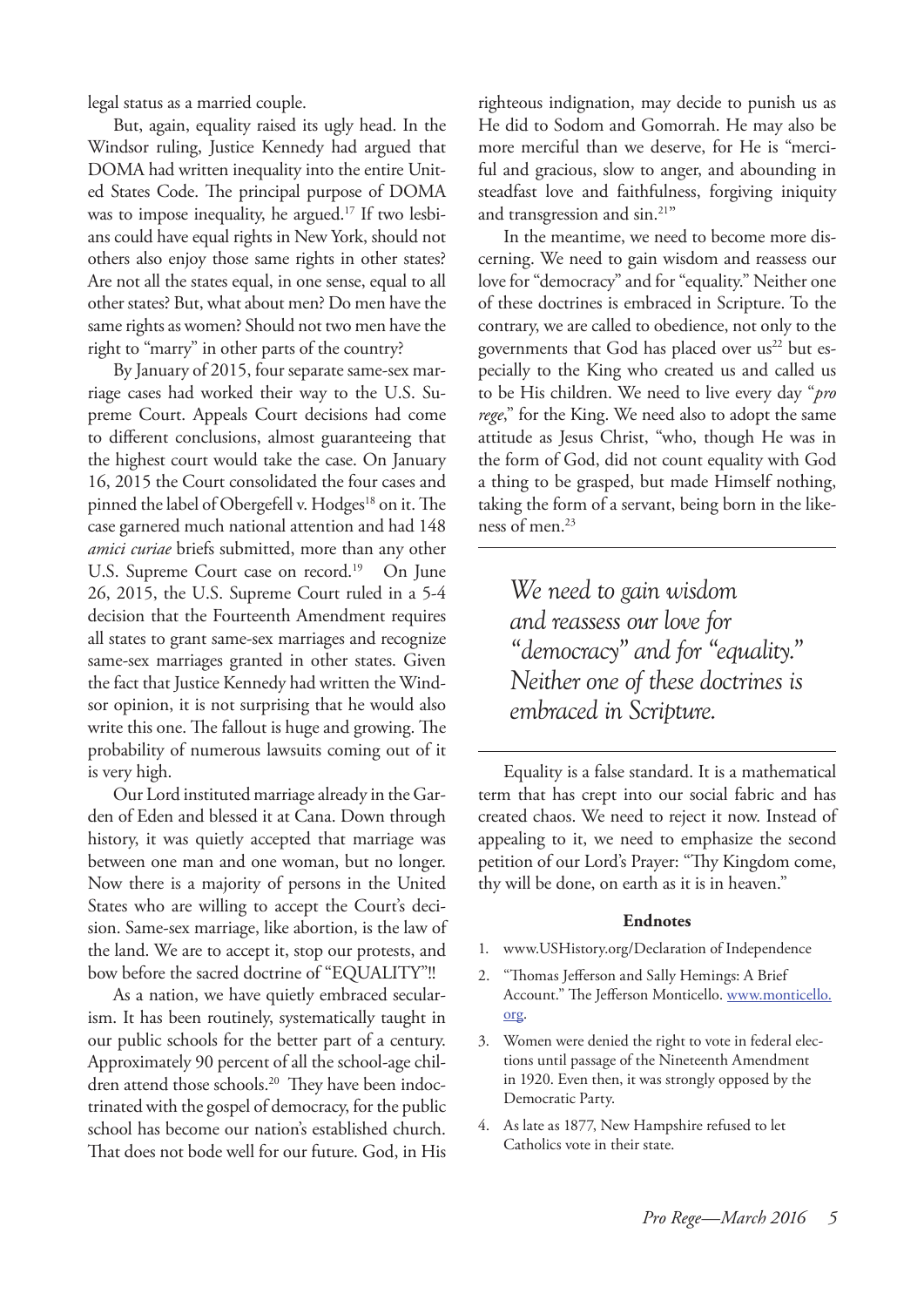legal status as a married couple.

But, again, equality raised its ugly head. In the Windsor ruling, Justice Kennedy had argued that DOMA had written inequality into the entire United States Code. The principal purpose of DOMA was to impose inequality, he argued.[17] If two lesbians could have equal rights in New York, should not others also enjoy those same rights in other states? Are not all the states equal, in one sense, equal to all other states? But, what about men? Do men have the same rights as women? Should not two men have the right to "marry" in other parts of the country?

By January of 2015, four separate same-sex marriage cases had worked their way to the U.S. Supreme Court. Appeals Court decisions had come to different conclusions, almost guaranteeing that the highest court would take the case. On January 16, 2015 the Court consolidated the four cases and pinned the label of Obergefell v. Hodges[18] on it. The case garnered much national attention and had 148 *amici curiae* briefs submitted, more than any other U.S. Supreme Court case on record.[19] On June 26, 2015, the U.S. Supreme Court ruled in a 5-4 decision that the Fourteenth Amendment requires all states to grant same-sex marriages and recognize same-sex marriages granted in other states. Given the fact that Justice Kennedy had written the Windsor opinion, it is not surprising that he would also write this one. The fallout is huge and growing. The probability of numerous lawsuits coming out of it is very high.

Our Lord instituted marriage already in the Garden of Eden and blessed it at Cana. Down through history, it was quietly accepted that marriage was between one man and one woman, but no longer. Now there is a majority of persons in the United States who are willing to accept the Court's decision. Same-sex marriage, like abortion, is the law of the land. We are to accept it, stop our protests, and bow before the sacred doctrine of "EQUALITY"!!

As a nation, we have quietly embraced secularism. It has been routinely, systematically taught in our public schools for the better part of a century. Approximately 90 percent of all the school-age children attend those schools.[20] They have been indoctrinated with the gospel of democracy, for the public school has become our nation's established church. That does not bode well for our future. God, in His righteous indignation, may decide to punish us as He did to Sodom and Gomorrah. He may also be more merciful than we deserve, for He is "merciful and gracious, slow to anger, and abounding in steadfast love and faithfulness, forgiving iniquity and transgression and sin.[21]"

In the meantime, we need to become more discerning. We need to gain wisdom and reassess our love for "democracy" and for "equality." Neither one of these doctrines is embraced in Scripture. To the contrary, we are called to obedience, not only to the governments that God has placed over us[22] but especially to the King who created us and called us to be His children. We need to live every day "*pro rege*," for the King. We need also to adopt the same attitude as Jesus Christ, "who, though He was in the form of God, did not count equality with God a thing to be grasped, but made Himself nothing, taking the form of a servant, being born in the likeness of men.[23]

> *We need to gain wisdom and reassess our love for "democracy" and for "equality." Neither one of these doctrines is embraced in Scripture.*

Equality is a false standard. It is a mathematical term that has crept into our social fabric and has created chaos. We need to reject it now. Instead of appealing to it, we need to emphasize the second petition of our Lord's Prayer: "Thy Kingdom come, thy will be done, on earth as it is in heaven."

**Endnotes**

1. www.USHistory.org/Declaration of Independence
2. "Thomas Jefferson and Sally Hemings: A Brief Account." The Jefferson Monticello. www.monticello.org.
3. Women were denied the right to vote in federal elections until passage of the Nineteenth Amendment in 1920. Even then, it was strongly opposed by the Democratic Party.
4. As late as 1877, New Hampshire refused to let Catholics vote in their state.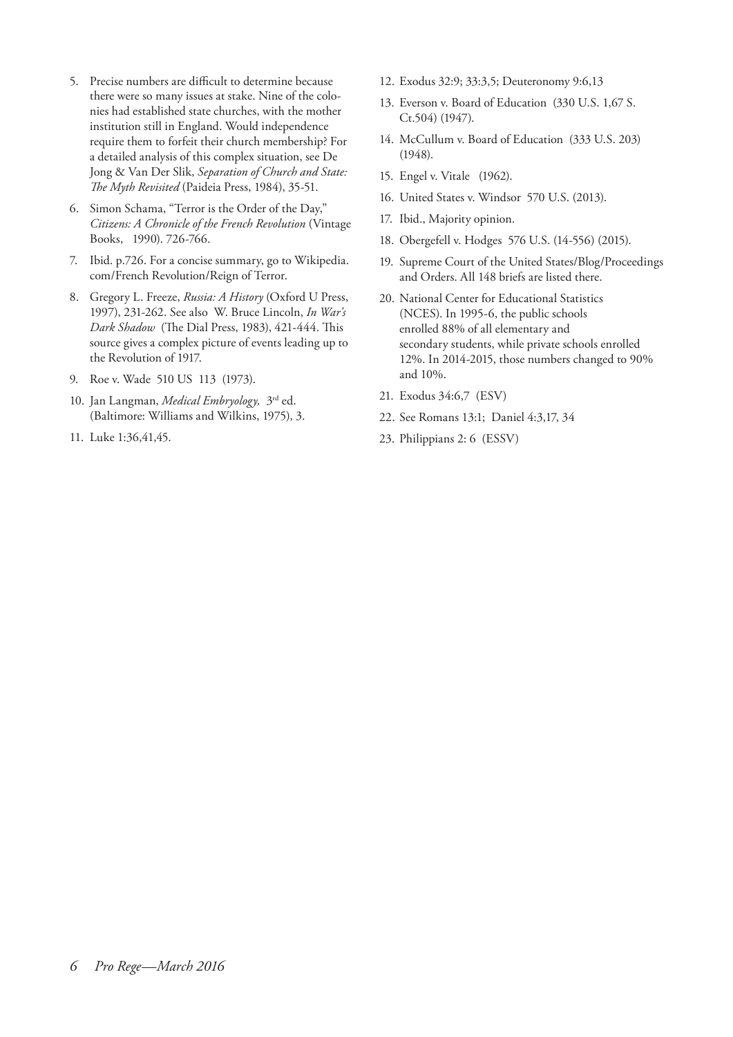5. Precise numbers are difficult to determine because there were so many issues at stake. Nine of the colonies had established state churches, with the mother institution still in England. Would independence require them to forfeit their church membership? For a detailed analysis of this complex situation, see De Jong & Van Der Slik, *Separation of Church and State: The Myth Revisited* (Paideia Press, 1984), 35-51.
6. Simon Schama, "Terror is the Order of the Day," *Citizens: A Chronicle of the French Revolution* (Vintage Books, 1990). 726-766.
7. Ibid. p.726. For a concise summary, go to Wikipedia.com/French Revolution/Reign of Terror.
8. Gregory L. Freeze, *Russia: A History* (Oxford U Press, 1997), 231-262. See also W. Bruce Lincoln, *In War's Dark Shadow* (The Dial Press, 1983), 421-444. This source gives a complex picture of events leading up to the Revolution of 1917.
9. Roe v. Wade 510 US 113 (1973).
10. Jan Langman, *Medical Embryology,* 3rd ed. (Baltimore: Williams and Wilkins, 1975), 3.
11. Luke 1:36,41,45.
12. Exodus 32:9; 33:3,5; Deuteronomy 9:6,13
13. Everson v. Board of Education (330 U.S. 1,67 S. Ct.504) (1947).
14. McCullum v. Board of Education (333 U.S. 203) (1948).
15. Engel v. Vitale (1962).
16. United States v. Windsor 570 U.S. (2013).
17. Ibid., Majority opinion.
18. Obergefell v. Hodges 576 U.S. (14-556) (2015).
19. Supreme Court of the United States/Blog/Proceedings and Orders. All 148 briefs are listed there.
20. National Center for Educational Statistics (NCES). In 1995-6, the public schools enrolled 88% of all elementary and secondary students, while private schools enrolled 12%. In 2014-2015, those numbers changed to 90% and 10%.
21. Exodus 34:6,7 (ESV)
22. See Romans 13:1; Daniel 4:3,17, 34
23. Philippians 2: 6 (ESSV)